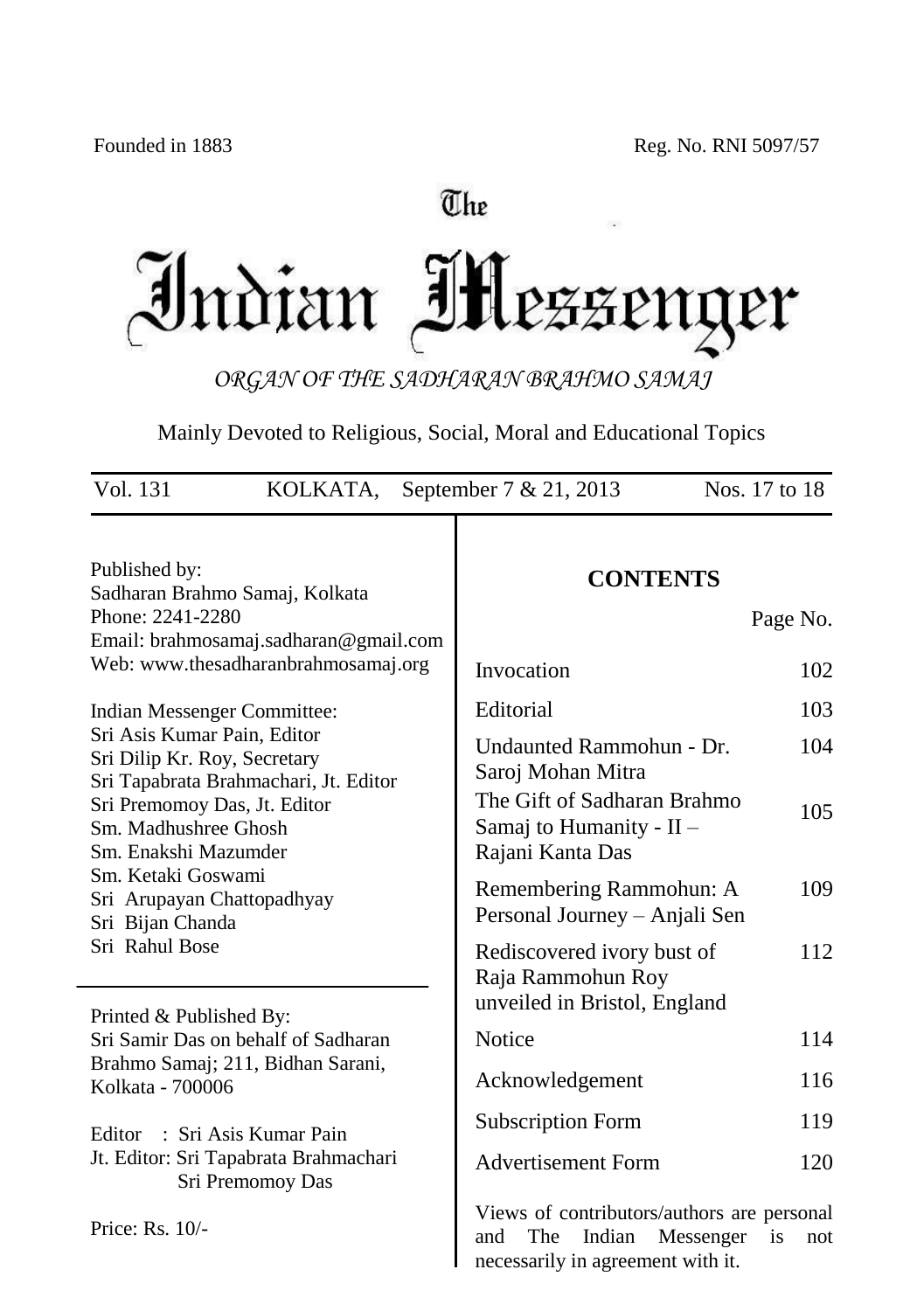Founded in 1883 Reg. No. RNI 5097/57

# The Indian Messenger

*ORGAN OF THE SADHARAN BRAHMO SAMAJ*

Mainly Devoted to Religious, Social, Moral and Educational Topics

Vol. 131 KOLKATA, September 7 & 21, 2013 Nos. 17 to 18

Published by:
Sadharan Brahmo Samaj, Kolkata
Phone: 2241-2280
Email: brahmosamaj.sadharan@gmail.com
Web: www.thesadharanbrahmosamaj.org

Indian Messenger Committee:
Sri Asis Kumar Pain, Editor
Sri Dilip Kr. Roy, Secretary
Sri Tapabrata Brahmachari, Jt. Editor
Sri Premomoy Das, Jt. Editor
Sm. Madhushree Ghosh
Sm. Enakshi Mazumder
Sm. Ketaki Goswami
Sri Arupayan Chattopadhyay
Sri Bijan Chanda
Sri Rahul Bose

Printed & Published By:
Sri Samir Das on behalf of Sadharan Brahmo Samaj; 211, Bidhan Sarani, Kolkata - 700006

Editor : Sri Asis Kumar Pain
Jt. Editor: Sri Tapabrata Brahmachari
Sri Premomoy Das

Price: Rs. 10/-

## CONTENTS

| | Page No. |
|---|---|
| Invocation | 102 |
| Editorial | 103 |
| Undaunted Rammohun - Dr. Saroj Mohan Mitra | 104 |
| The Gift of Sadharan Brahmo Samaj to Humanity - II – Rajani Kanta Das | 105 |
| Remembering Rammohun: A Personal Journey – Anjali Sen | 109 |
| Rediscovered ivory bust of Raja Rammohun Roy unveiled in Bristol, England | 112 |
| Notice | 114 |
| Acknowledgement | 116 |
| Subscription Form | 119 |
| Advertisement Form | 120 |

Views of contributors/authors are personal and The Indian Messenger is not necessarily in agreement with it.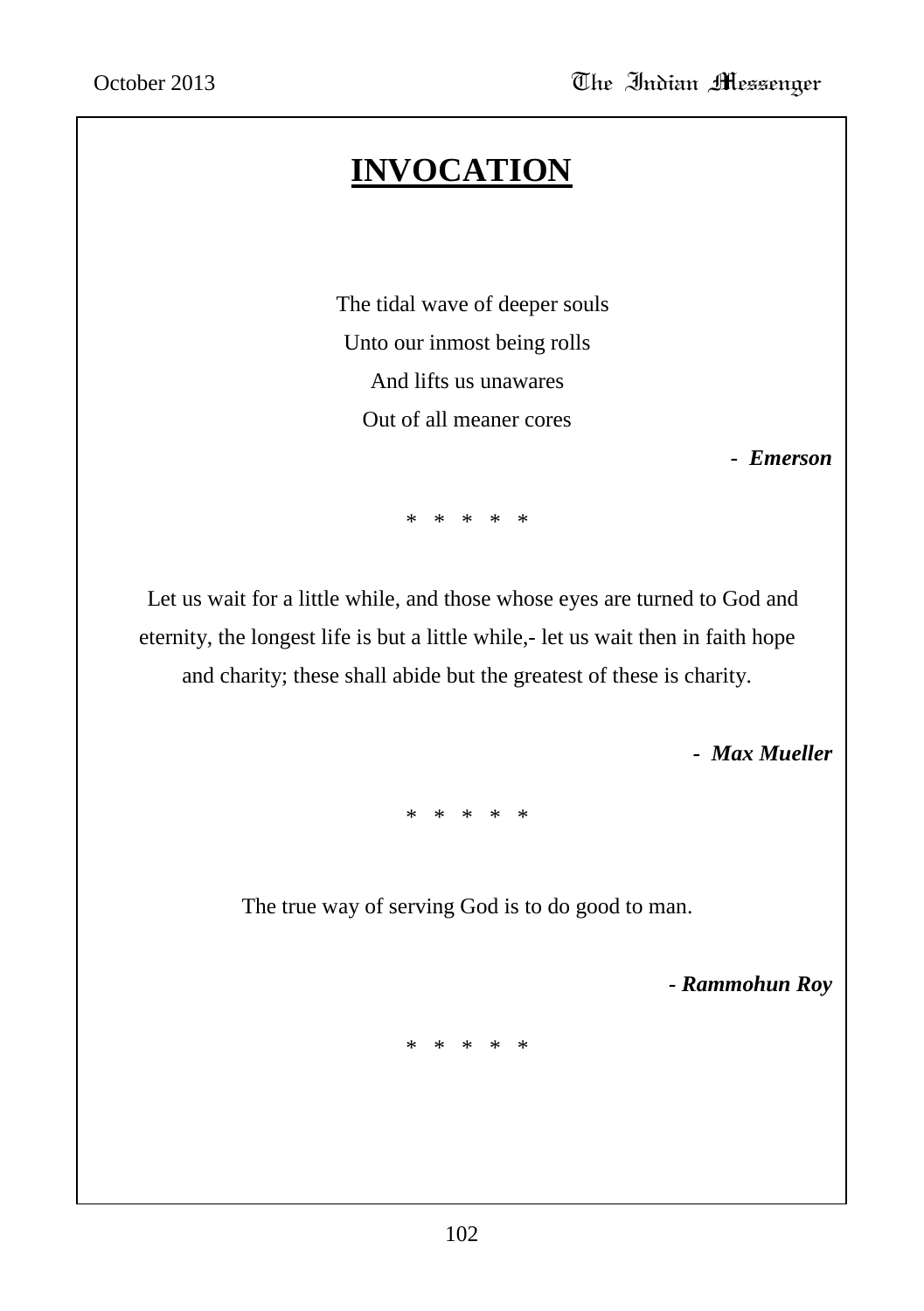# **INVOCATION**

The tidal wave of deeper souls
Unto our inmost being rolls
And lifts us unawares
Out of all meaner cores

- ***Emerson***

* * * * *

Let us wait for a little while, and those whose eyes are turned to God and eternity, the longest life is but a little while,- let us wait then in faith hope and charity; these shall abide but the greatest of these is charity.

- ***Max Mueller***

* * * * *

The true way of serving God is to do good to man.

***- Rammohun Roy***

* * * * *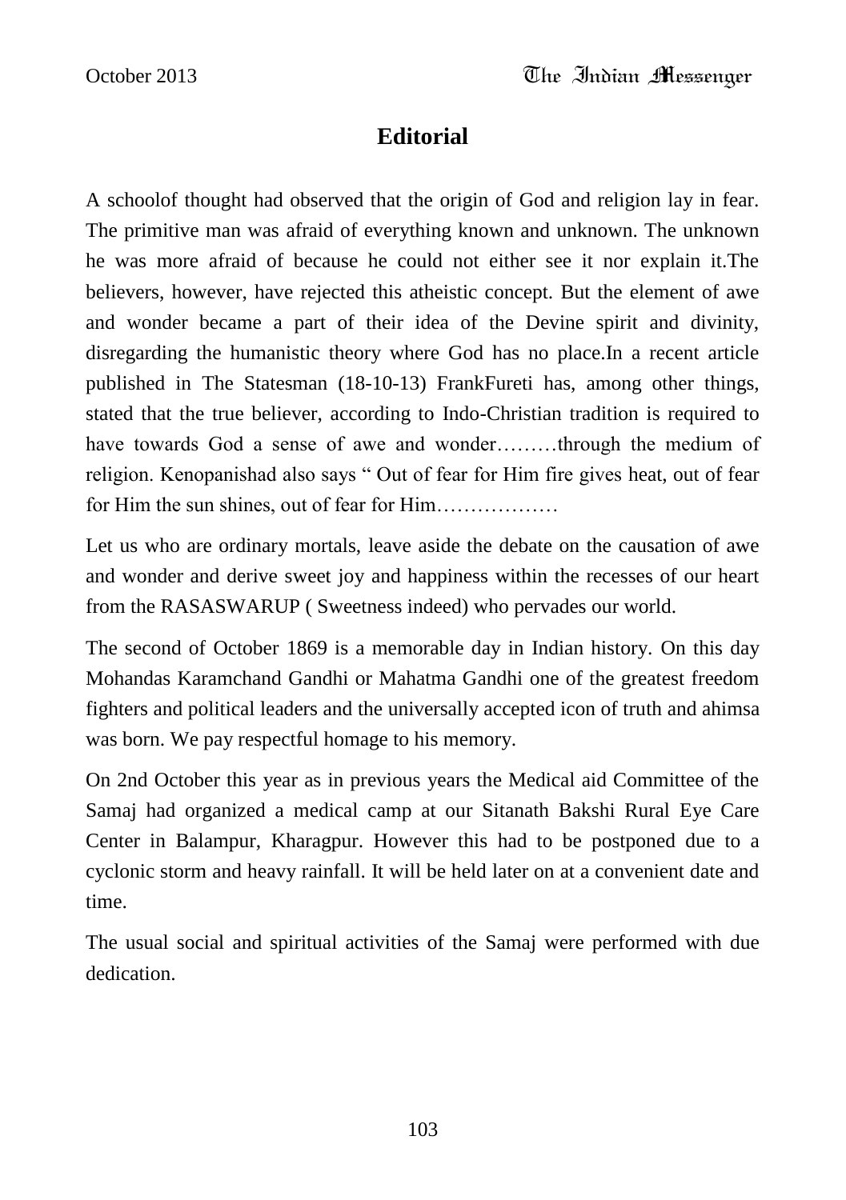# Editorial

A schoolof thought had observed that the origin of God and religion lay in fear. The primitive man was afraid of everything known and unknown. The unknown he was more afraid of because he could not either see it nor explain it.The believers, however, have rejected this atheistic concept. But the element of awe and wonder became a part of their idea of the Devine spirit and divinity, disregarding the humanistic theory where God has no place.In a recent article published in The Statesman (18-10-13) FrankFureti has, among other things, stated that the true believer, according to Indo-Christian tradition is required to have towards God a sense of awe and wonder………through the medium of religion. Kenopanishad also says " Out of fear for Him fire gives heat, out of fear for Him the sun shines, out of fear for Him………………

Let us who are ordinary mortals, leave aside the debate on the causation of awe and wonder and derive sweet joy and happiness within the recesses of our heart from the RASASWARUP ( Sweetness indeed) who pervades our world.

The second of October 1869 is a memorable day in Indian history. On this day Mohandas Karamchand Gandhi or Mahatma Gandhi one of the greatest freedom fighters and political leaders and the universally accepted icon of truth and ahimsa was born. We pay respectful homage to his memory.

On 2nd October this year as in previous years the Medical aid Committee of the Samaj had organized a medical camp at our Sitanath Bakshi Rural Eye Care Center in Balampur, Kharagpur. However this had to be postponed due to a cyclonic storm and heavy rainfall. It will be held later on at a convenient date and time.

The usual social and spiritual activities of the Samaj were performed with due dedication.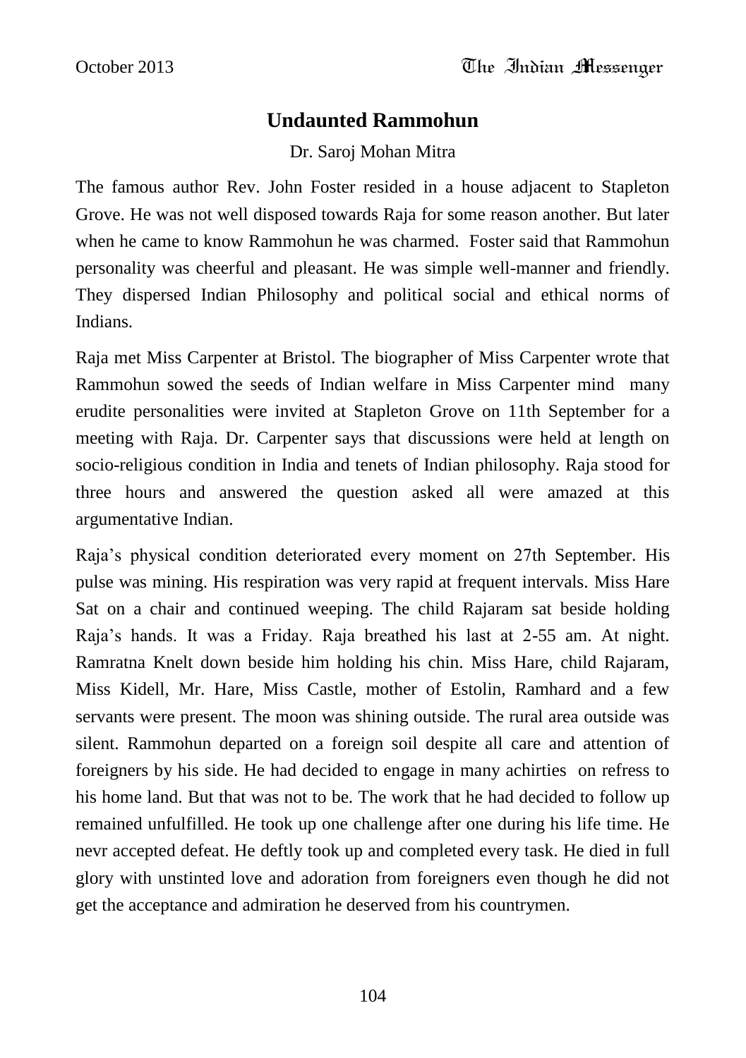# Undaunted Rammohun

Dr. Saroj Mohan Mitra

The famous author Rev. John Foster resided in a house adjacent to Stapleton Grove. He was not well disposed towards Raja for some reason another. But later when he came to know Rammohun he was charmed. Foster said that Rammohun personality was cheerful and pleasant. He was simple well-manner and friendly. They dispersed Indian Philosophy and political social and ethical norms of Indians.

Raja met Miss Carpenter at Bristol. The biographer of Miss Carpenter wrote that Rammohun sowed the seeds of Indian welfare in Miss Carpenter mind many erudite personalities were invited at Stapleton Grove on 11th September for a meeting with Raja. Dr. Carpenter says that discussions were held at length on socio-religious condition in India and tenets of Indian philosophy. Raja stood for three hours and answered the question asked all were amazed at this argumentative Indian.

Raja's physical condition deteriorated every moment on 27th September. His pulse was mining. His respiration was very rapid at frequent intervals. Miss Hare Sat on a chair and continued weeping. The child Rajaram sat beside holding Raja's hands. It was a Friday. Raja breathed his last at 2-55 am. At night. Ramratna Knelt down beside him holding his chin. Miss Hare, child Rajaram, Miss Kidell, Mr. Hare, Miss Castle, mother of Estolin, Ramhard and a few servants were present. The moon was shining outside. The rural area outside was silent. Rammohun departed on a foreign soil despite all care and attention of foreigners by his side. He had decided to engage in many achirties on refress to his home land. But that was not to be. The work that he had decided to follow up remained unfulfilled. He took up one challenge after one during his life time. He nevr accepted defeat. He deftly took up and completed every task. He died in full glory with unstinted love and adoration from foreigners even though he did not get the acceptance and admiration he deserved from his countrymen.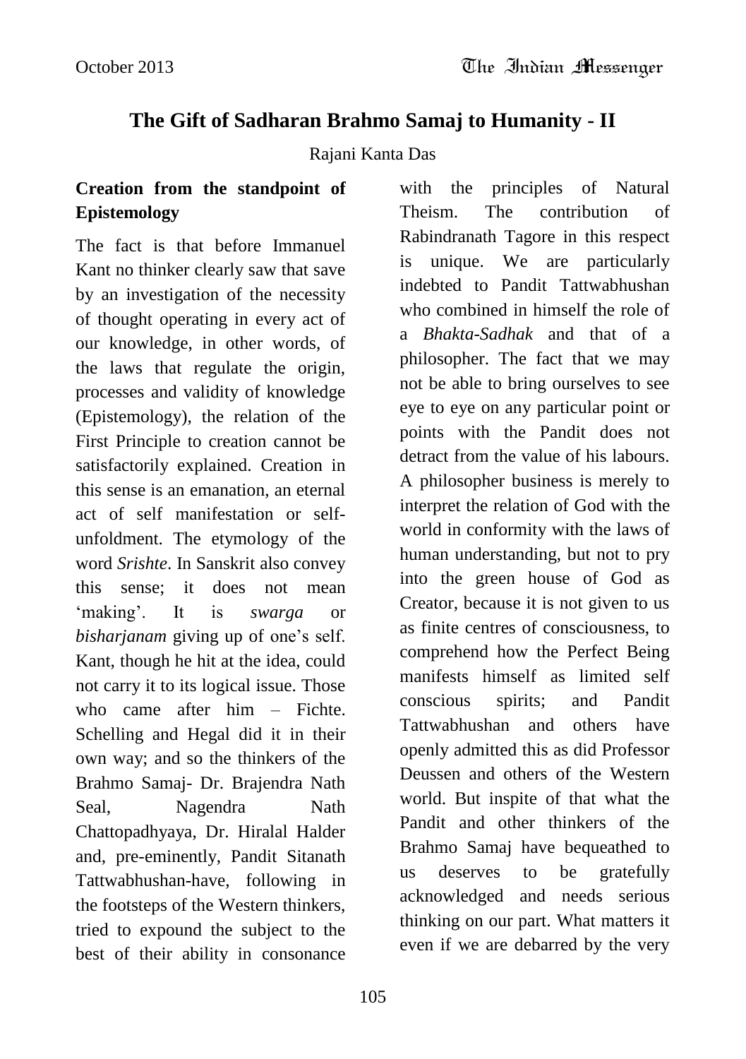## The Gift of Sadharan Brahmo Samaj to Humanity - II

Rajani Kanta Das

**Creation from the standpoint of Epistemology**

The fact is that before Immanuel Kant no thinker clearly saw that save by an investigation of the necessity of thought operating in every act of our knowledge, in other words, of the laws that regulate the origin, processes and validity of knowledge (Epistemology), the relation of the First Principle to creation cannot be satisfactorily explained. Creation in this sense is an emanation, an eternal act of self manifestation or self-unfoldment. The etymology of the word *Srishte*. In Sanskrit also convey this sense; it does not mean 'making'. It is *swarga* or *bisharjanam* giving up of one's self. Kant, though he hit at the idea, could not carry it to its logical issue. Those who came after him – Fichte. Schelling and Hegal did it in their own way; and so the thinkers of the Brahmo Samaj- Dr. Brajendra Nath Seal, Nagendra Nath Chattopadhyaya, Dr. Hiralal Halder and, pre-eminently, Pandit Sitanath Tattwabhushan-have, following in the footsteps of the Western thinkers, tried to expound the subject to the best of their ability in consonance with the principles of Natural Theism. The contribution of Rabindranath Tagore in this respect is unique. We are particularly indebted to Pandit Tattwabhushan who combined in himself the role of a *Bhakta-Sadhak* and that of a philosopher. The fact that we may not be able to bring ourselves to see eye to eye on any particular point or points with the Pandit does not detract from the value of his labours. A philosopher business is merely to interpret the relation of God with the world in conformity with the laws of human understanding, but not to pry into the green house of God as Creator, because it is not given to us as finite centres of consciousness, to comprehend how the Perfect Being manifests himself as limited self conscious spirits; and Pandit Tattwabhushan and others have openly admitted this as did Professor Deussen and others of the Western world. But inspite of that what the Pandit and other thinkers of the Brahmo Samaj have bequeathed to us deserves to be gratefully acknowledged and needs serious thinking on our part. What matters it even if we are debarred by the very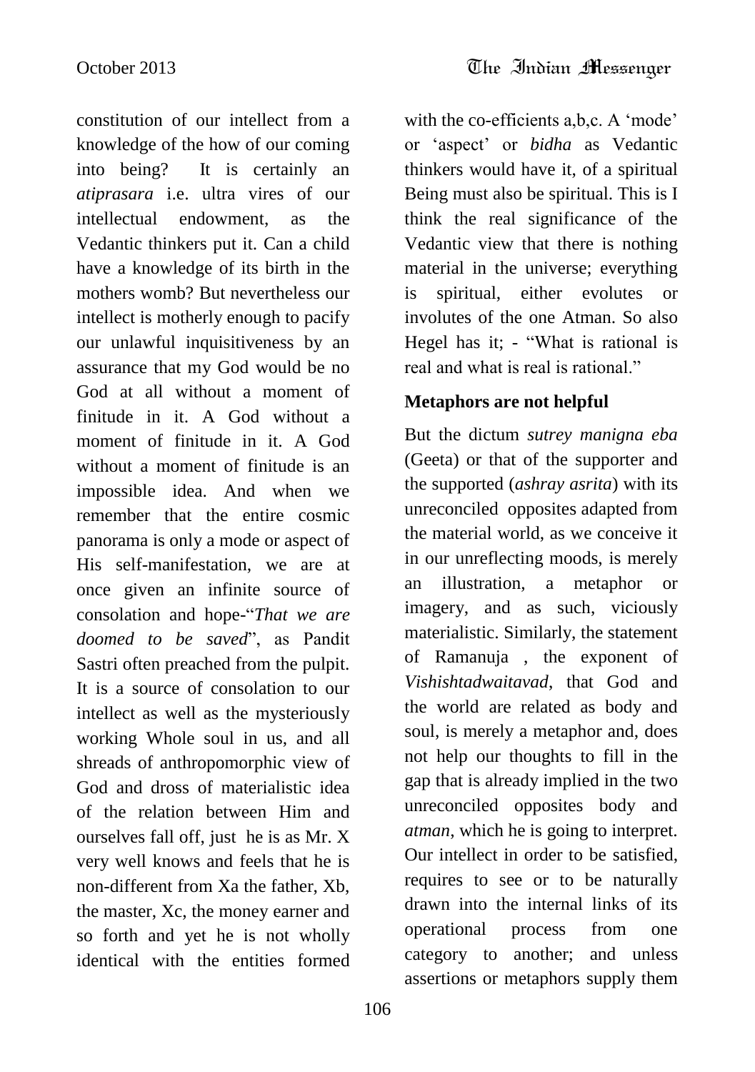constitution of our intellect from a knowledge of the how of our coming into being? It is certainly an *atiprasara* i.e. ultra vires of our intellectual endowment, as the Vedantic thinkers put it. Can a child have a knowledge of its birth in the mothers womb? But nevertheless our intellect is motherly enough to pacify our unlawful inquisitiveness by an assurance that my God would be no God at all without a moment of finitude in it. A God without a moment of finitude in it. A God without a moment of finitude is an impossible idea. And when we remember that the entire cosmic panorama is only a mode or aspect of His self-manifestation, we are at once given an infinite source of consolation and hope-"*That we are doomed to be saved*", as Pandit Sastri often preached from the pulpit. It is a source of consolation to our intellect as well as the mysteriously working Whole soul in us, and all shreads of anthropomorphic view of God and dross of materialistic idea of the relation between Him and ourselves fall off, just he is as Mr. X very well knows and feels that he is non-different from Xa the father, Xb, the master, Xc, the money earner and so forth and yet he is not wholly identical with the entities formed with the co-efficients a,b,c. A 'mode' or 'aspect' or *bidha* as Vedantic thinkers would have it, of a spiritual Being must also be spiritual. This is I think the real significance of the Vedantic view that there is nothing material in the universe; everything is spiritual, either evolutes or involutes of the one Atman. So also Hegel has it; - "What is rational is real and what is real is rational."

**Metaphors are not helpful**

But the dictum *sutrey manigna eba* (Geeta) or that of the supporter and the supported (*ashray asrita*) with its unreconciled opposites adapted from the material world, as we conceive it in our unreflecting moods, is merely an illustration, a metaphor or imagery, and as such, viciously materialistic. Similarly, the statement of Ramanuja , the exponent of *Vishishtadwaitavad*, that God and the world are related as body and soul, is merely a metaphor and, does not help our thoughts to fill in the gap that is already implied in the two unreconciled opposites body and *atman*, which he is going to interpret. Our intellect in order to be satisfied, requires to see or to be naturally drawn into the internal links of its operational process from one category to another; and unless assertions or metaphors supply them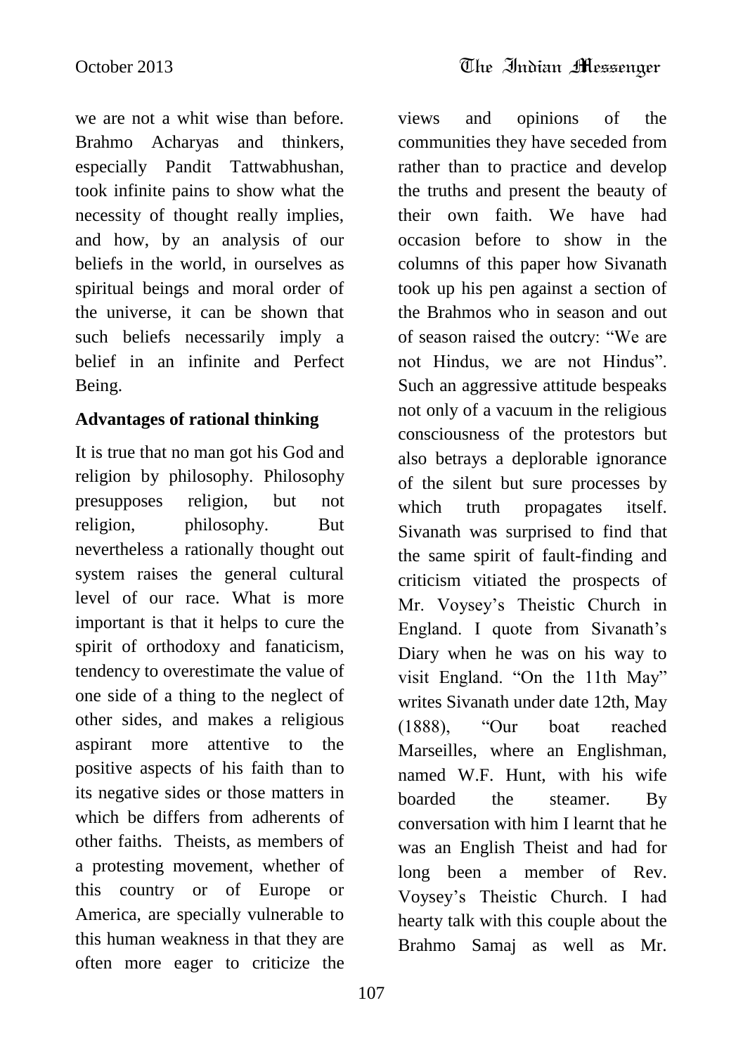we are not a whit wise than before. Brahmo Acharyas and thinkers, especially Pandit Tattwabhushan, took infinite pains to show what the necessity of thought really implies, and how, by an analysis of our beliefs in the world, in ourselves as spiritual beings and moral order of the universe, it can be shown that such beliefs necessarily imply a belief in an infinite and Perfect Being.

**Advantages of rational thinking**

It is true that no man got his God and religion by philosophy. Philosophy presupposes religion, but not religion, philosophy. But nevertheless a rationally thought out system raises the general cultural level of our race. What is more important is that it helps to cure the spirit of orthodoxy and fanaticism, tendency to overestimate the value of one side of a thing to the neglect of other sides, and makes a religious aspirant more attentive to the positive aspects of his faith than to its negative sides or those matters in which be differs from adherents of other faiths. Theists, as members of a protesting movement, whether of this country or of Europe or America, are specially vulnerable to this human weakness in that they are often more eager to criticize the views and opinions of the communities they have seceded from rather than to practice and develop the truths and present the beauty of their own faith. We have had occasion before to show in the columns of this paper how Sivanath took up his pen against a section of the Brahmos who in season and out of season raised the outcry: "We are not Hindus, we are not Hindus". Such an aggressive attitude bespeaks not only of a vacuum in the religious consciousness of the protestors but also betrays a deplorable ignorance of the silent but sure processes by which truth propagates itself. Sivanath was surprised to find that the same spirit of fault-finding and criticism vitiated the prospects of Mr. Voysey's Theistic Church in England. I quote from Sivanath's Diary when he was on his way to visit England. "On the 11th May" writes Sivanath under date 12th, May (1888), "Our boat reached Marseilles, where an Englishman, named W.F. Hunt, with his wife boarded the steamer. By conversation with him I learnt that he was an English Theist and had for long been a member of Rev. Voysey's Theistic Church. I had hearty talk with this couple about the Brahmo Samaj as well as Mr.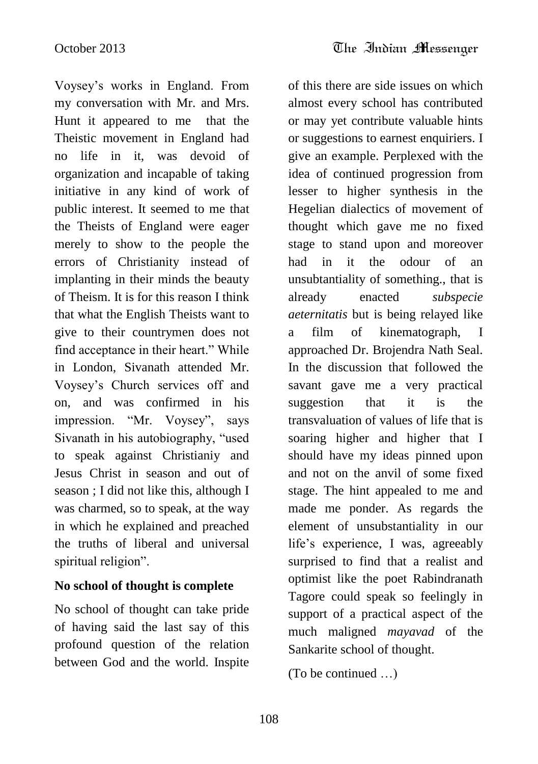Voysey's works in England. From my conversation with Mr. and Mrs. Hunt it appeared to me that the Theistic movement in England had no life in it, was devoid of organization and incapable of taking initiative in any kind of work of public interest. It seemed to me that the Theists of England were eager merely to show to the people the errors of Christianity instead of implanting in their minds the beauty of Theism. It is for this reason I think that what the English Theists want to give to their countrymen does not find acceptance in their heart." While in London, Sivanath attended Mr. Voysey's Church services off and on, and was confirmed in his impression. "Mr. Voysey", says Sivanath in his autobiography, "used to speak against Christianiy and Jesus Christ in season and out of season ; I did not like this, although I was charmed, so to speak, at the way in which he explained and preached the truths of liberal and universal spiritual religion".

**No school of thought is complete**

No school of thought can take pride of having said the last say of this profound question of the relation between God and the world. Inspite of this there are side issues on which almost every school has contributed or may yet contribute valuable hints or suggestions to earnest enquiriers. I give an example. Perplexed with the idea of continued progression from lesser to higher synthesis in the Hegelian dialectics of movement of thought which gave me no fixed stage to stand upon and moreover had in it the odour of an unsubtantiality of something., that is already enacted *subspecie aeternitatis* but is being relayed like a film of kinematograph, I approached Dr. Brojendra Nath Seal. In the discussion that followed the savant gave me a very practical suggestion that it is the transvaluation of values of life that is soaring higher and higher that I should have my ideas pinned upon and not on the anvil of some fixed stage. The hint appealed to me and made me ponder. As regards the element of unsubstantiality in our life's experience, I was, agreeably surprised to find that a realist and optimist like the poet Rabindranath Tagore could speak so feelingly in support of a practical aspect of the much maligned *mayavad* of the Sankarite school of thought.

(To be continued …)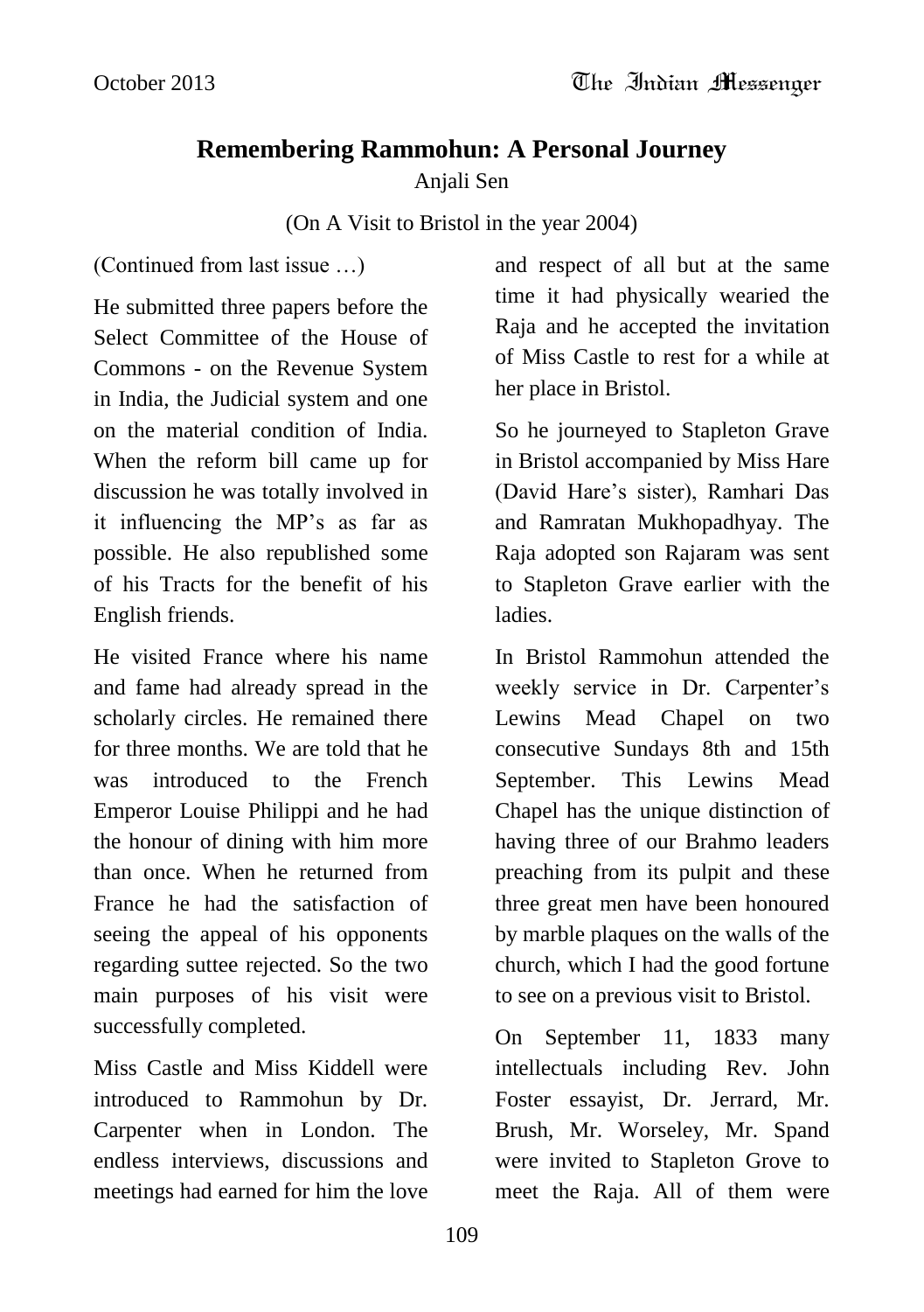## Remembering Rammohun: A Personal Journey

Anjali Sen

(On A Visit to Bristol in the year 2004)

(Continued from last issue …)

He submitted three papers before the Select Committee of the House of Commons - on the Revenue System in India, the Judicial system and one on the material condition of India. When the reform bill came up for discussion he was totally involved in it influencing the MP's as far as possible. He also republished some of his Tracts for the benefit of his English friends.

He visited France where his name and fame had already spread in the scholarly circles. He remained there for three months. We are told that he was introduced to the French Emperor Louise Philippi and he had the honour of dining with him more than once. When he returned from France he had the satisfaction of seeing the appeal of his opponents regarding suttee rejected. So the two main purposes of his visit were successfully completed.

Miss Castle and Miss Kiddell were introduced to Rammohun by Dr. Carpenter when in London. The endless interviews, discussions and meetings had earned for him the love and respect of all but at the same time it had physically wearied the Raja and he accepted the invitation of Miss Castle to rest for a while at her place in Bristol.

So he journeyed to Stapleton Grave in Bristol accompanied by Miss Hare (David Hare's sister), Ramhari Das and Ramratan Mukhopadhyay. The Raja adopted son Rajaram was sent to Stapleton Grave earlier with the ladies.

In Bristol Rammohun attended the weekly service in Dr. Carpenter's Lewins Mead Chapel on two consecutive Sundays 8th and 15th September. This Lewins Mead Chapel has the unique distinction of having three of our Brahmo leaders preaching from its pulpit and these three great men have been honoured by marble plaques on the walls of the church, which I had the good fortune to see on a previous visit to Bristol.

On September 11, 1833 many intellectuals including Rev. John Foster essayist, Dr. Jerrard, Mr. Brush, Mr. Worseley, Mr. Spand were invited to Stapleton Grove to meet the Raja. All of them were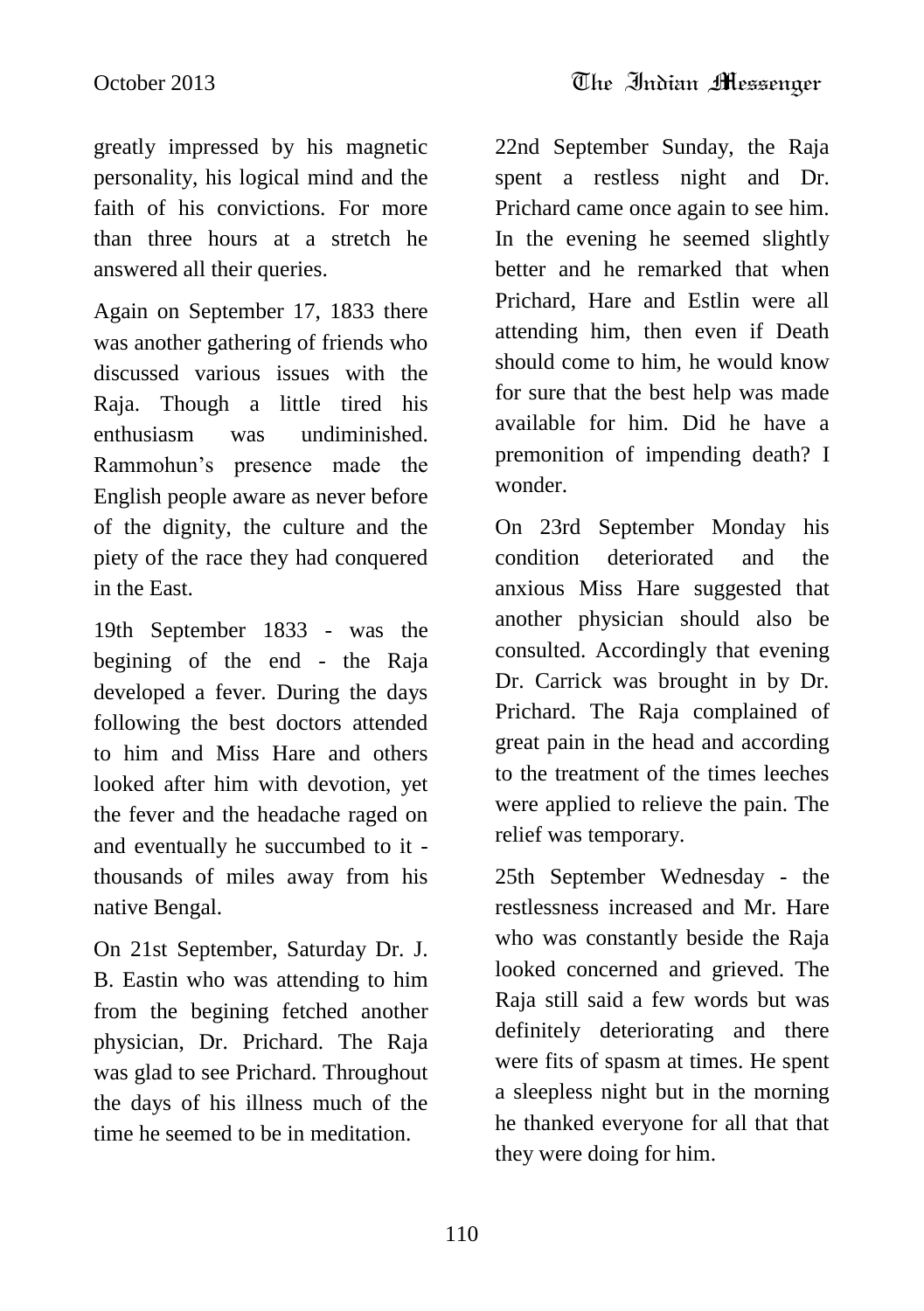greatly impressed by his magnetic personality, his logical mind and the faith of his convictions. For more than three hours at a stretch he answered all their queries.

Again on September 17, 1833 there was another gathering of friends who discussed various issues with the Raja. Though a little tired his enthusiasm was undiminished. Rammohun's presence made the English people aware as never before of the dignity, the culture and the piety of the race they had conquered in the East.

19th September 1833 - was the begining of the end - the Raja developed a fever. During the days following the best doctors attended to him and Miss Hare and others looked after him with devotion, yet the fever and the headache raged on and eventually he succumbed to it - thousands of miles away from his native Bengal.

On 21st September, Saturday Dr. J. B. Eastin who was attending to him from the begining fetched another physician, Dr. Prichard. The Raja was glad to see Prichard. Throughout the days of his illness much of the time he seemed to be in meditation.

22nd September Sunday, the Raja spent a restless night and Dr. Prichard came once again to see him. In the evening he seemed slightly better and he remarked that when Prichard, Hare and Estlin were all attending him, then even if Death should come to him, he would know for sure that the best help was made available for him. Did he have a premonition of impending death? I wonder.

On 23rd September Monday his condition deteriorated and the anxious Miss Hare suggested that another physician should also be consulted. Accordingly that evening Dr. Carrick was brought in by Dr. Prichard. The Raja complained of great pain in the head and according to the treatment of the times leeches were applied to relieve the pain. The relief was temporary.

25th September Wednesday - the restlessness increased and Mr. Hare who was constantly beside the Raja looked concerned and grieved. The Raja still said a few words but was definitely deteriorating and there were fits of spasm at times. He spent a sleepless night but in the morning he thanked everyone for all that that they were doing for him.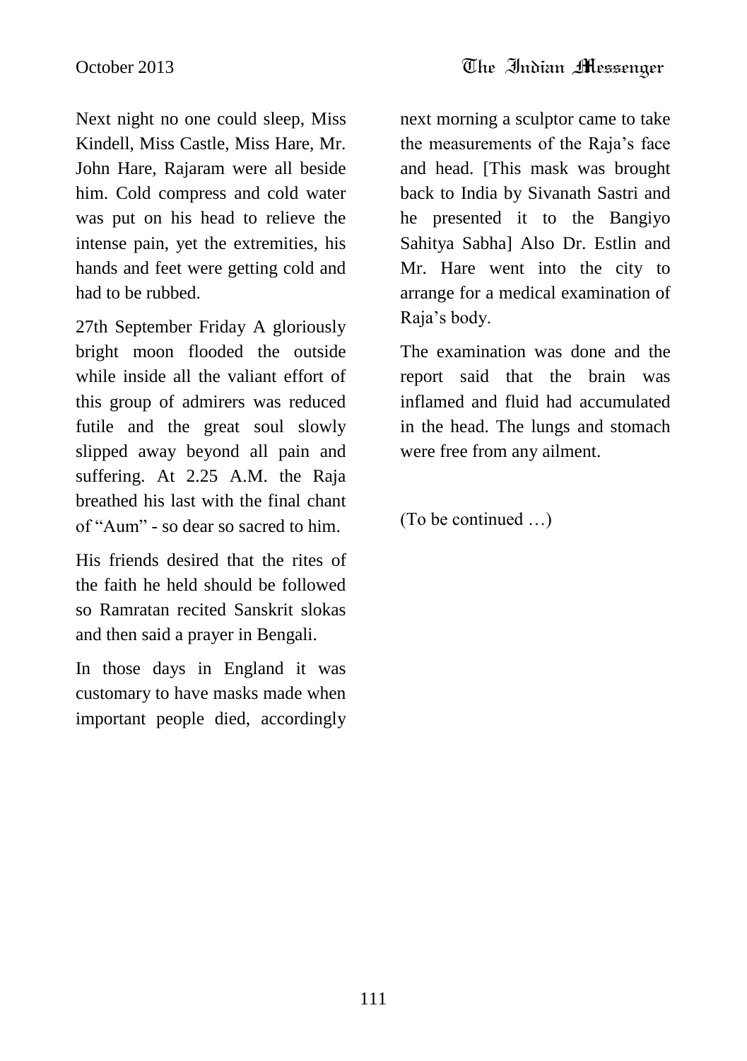Next night no one could sleep, Miss Kindell, Miss Castle, Miss Hare, Mr. John Hare, Rajaram were all beside him. Cold compress and cold water was put on his head to relieve the intense pain, yet the extremities, his hands and feet were getting cold and had to be rubbed.

27th September Friday A gloriously bright moon flooded the outside while inside all the valiant effort of this group of admirers was reduced futile and the great soul slowly slipped away beyond all pain and suffering. At 2.25 A.M. the Raja breathed his last with the final chant of "Aum" - so dear so sacred to him.

His friends desired that the rites of the faith he held should be followed so Ramratan recited Sanskrit slokas and then said a prayer in Bengali.

In those days in England it was customary to have masks made when important people died, accordingly next morning a sculptor came to take the measurements of the Raja's face and head. [This mask was brought back to India by Sivanath Sastri and he presented it to the Bangiyo Sahitya Sabha] Also Dr. Estlin and Mr. Hare went into the city to arrange for a medical examination of Raja's body.

The examination was done and the report said that the brain was inflamed and fluid had accumulated in the head. The lungs and stomach were free from any ailment.

(To be continued …)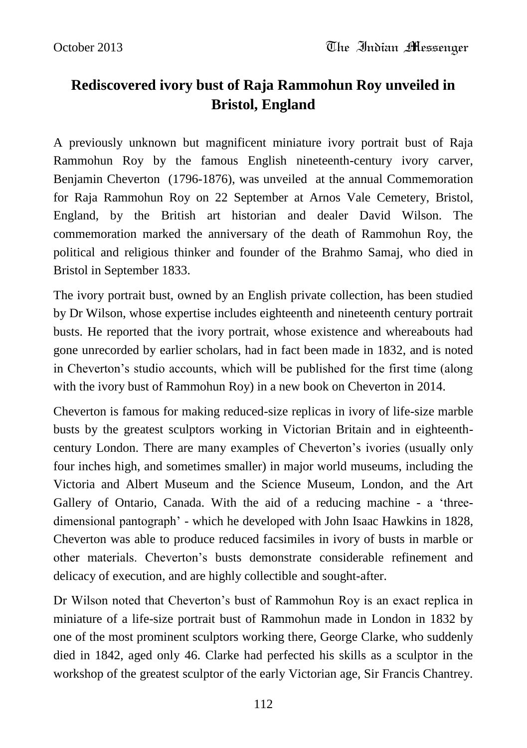# Rediscovered ivory bust of Raja Rammohun Roy unveiled in Bristol, England

A previously unknown but magnificent miniature ivory portrait bust of Raja Rammohun Roy by the famous English nineteenth-century ivory carver, Benjamin Cheverton (1796-1876), was unveiled at the annual Commemoration for Raja Rammohun Roy on 22 September at Arnos Vale Cemetery, Bristol, England, by the British art historian and dealer David Wilson. The commemoration marked the anniversary of the death of Rammohun Roy, the political and religious thinker and founder of the Brahmo Samaj, who died in Bristol in September 1833.

The ivory portrait bust, owned by an English private collection, has been studied by Dr Wilson, whose expertise includes eighteenth and nineteenth century portrait busts. He reported that the ivory portrait, whose existence and whereabouts had gone unrecorded by earlier scholars, had in fact been made in 1832, and is noted in Cheverton's studio accounts, which will be published for the first time (along with the ivory bust of Rammohun Roy) in a new book on Cheverton in 2014.

Cheverton is famous for making reduced-size replicas in ivory of life-size marble busts by the greatest sculptors working in Victorian Britain and in eighteenth-century London. There are many examples of Cheverton's ivories (usually only four inches high, and sometimes smaller) in major world museums, including the Victoria and Albert Museum and the Science Museum, London, and the Art Gallery of Ontario, Canada. With the aid of a reducing machine - a 'three-dimensional pantograph' - which he developed with John Isaac Hawkins in 1828, Cheverton was able to produce reduced facsimiles in ivory of busts in marble or other materials. Cheverton's busts demonstrate considerable refinement and delicacy of execution, and are highly collectible and sought-after.

Dr Wilson noted that Cheverton's bust of Rammohun Roy is an exact replica in miniature of a life-size portrait bust of Rammohun made in London in 1832 by one of the most prominent sculptors working there, George Clarke, who suddenly died in 1842, aged only 46. Clarke had perfected his skills as a sculptor in the workshop of the greatest sculptor of the early Victorian age, Sir Francis Chantrey.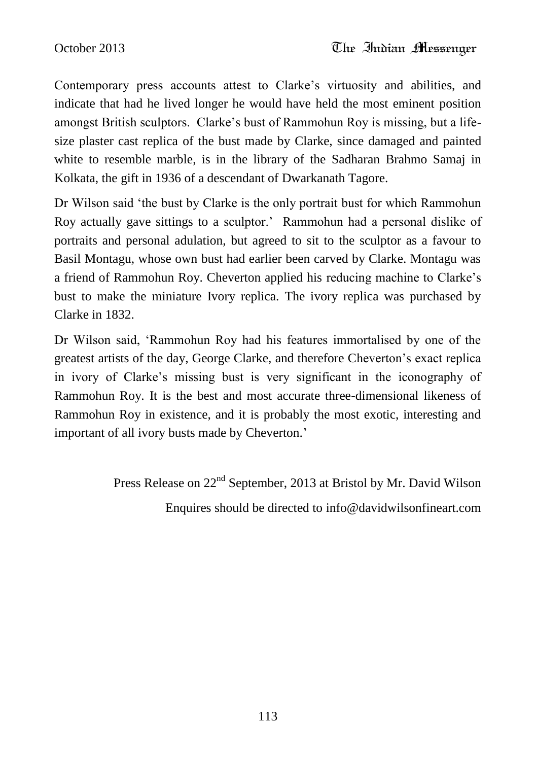Contemporary press accounts attest to Clarke's virtuosity and abilities, and indicate that had he lived longer he would have held the most eminent position amongst British sculptors. Clarke's bust of Rammohun Roy is missing, but a life-size plaster cast replica of the bust made by Clarke, since damaged and painted white to resemble marble, is in the library of the Sadharan Brahmo Samaj in Kolkata, the gift in 1936 of a descendant of Dwarkanath Tagore.

Dr Wilson said 'the bust by Clarke is the only portrait bust for which Rammohun Roy actually gave sittings to a sculptor.' Rammohun had a personal dislike of portraits and personal adulation, but agreed to sit to the sculptor as a favour to Basil Montagu, whose own bust had earlier been carved by Clarke. Montagu was a friend of Rammohun Roy. Cheverton applied his reducing machine to Clarke's bust to make the miniature Ivory replica. The ivory replica was purchased by Clarke in 1832.

Dr Wilson said, 'Rammohun Roy had his features immortalised by one of the greatest artists of the day, George Clarke, and therefore Cheverton's exact replica in ivory of Clarke's missing bust is very significant in the iconography of Rammohun Roy. It is the best and most accurate three-dimensional likeness of Rammohun Roy in existence, and it is probably the most exotic, interesting and important of all ivory busts made by Cheverton.'

Press Release on 22nd September, 2013 at Bristol by Mr. David Wilson

Enquires should be directed to info@davidwilsonfineart.com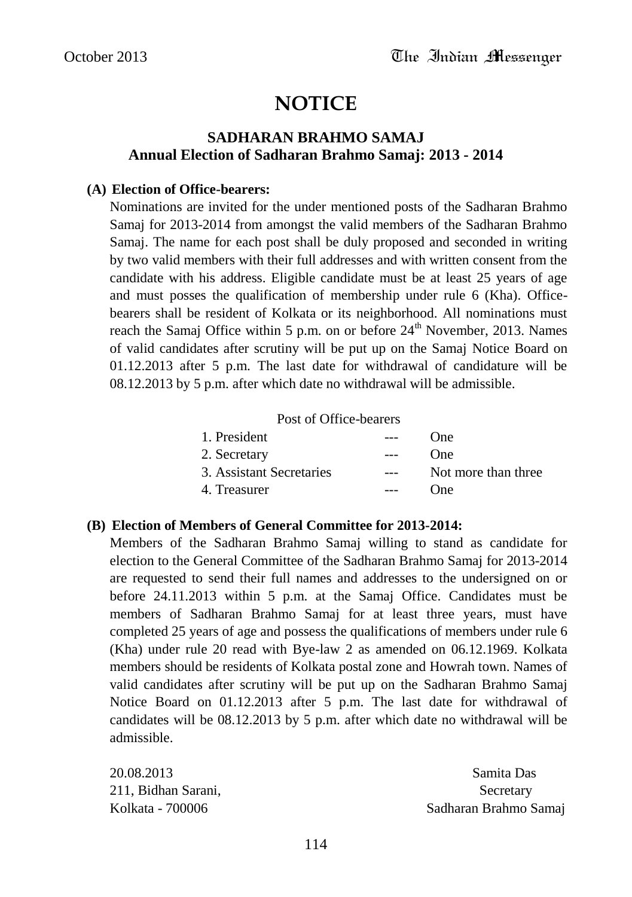# NOTICE

## SADHARAN BRAHMO SAMAJ
## Annual Election of Sadharan Brahmo Samaj: 2013 - 2014

**(A) Election of Office-bearers:**

Nominations are invited for the under mentioned posts of the Sadharan Brahmo Samaj for 2013-2014 from amongst the valid members of the Sadharan Brahmo Samaj. The name for each post shall be duly proposed and seconded in writing by two valid members with their full addresses and with written consent from the candidate with his address. Eligible candidate must be at least 25 years of age and must posses the qualification of membership under rule 6 (Kha). Office-bearers shall be resident of Kolkata or its neighborhood. All nominations must reach the Samaj Office within 5 p.m. on or before 24th November, 2013. Names of valid candidates after scrutiny will be put up on the Samaj Notice Board on 01.12.2013 after 5 p.m. The last date for withdrawal of candidature will be 08.12.2013 by 5 p.m. after which date no withdrawal will be admissible.

| Post of Office-bearers | | |
|---|---|---|
| 1. President | --- | One |
| 2. Secretary | --- | One |
| 3. Assistant Secretaries | --- | Not more than three |
| 4. Treasurer | --- | One |

**(B) Election of Members of General Committee for 2013-2014:**

Members of the Sadharan Brahmo Samaj willing to stand as candidate for election to the General Committee of the Sadharan Brahmo Samaj for 2013-2014 are requested to send their full names and addresses to the undersigned on or before 24.11.2013 within 5 p.m. at the Samaj Office. Candidates must be members of Sadharan Brahmo Samaj for at least three years, must have completed 25 years of age and possess the qualifications of members under rule 6 (Kha) under rule 20 read with Bye-law 2 as amended on 06.12.1969. Kolkata members should be residents of Kolkata postal zone and Howrah town. Names of valid candidates after scrutiny will be put up on the Sadharan Brahmo Samaj Notice Board on 01.12.2013 after 5 p.m. The last date for withdrawal of candidates will be 08.12.2013 by 5 p.m. after which date no withdrawal will be admissible.

20.08.2013
211, Bidhan Sarani,
Kolkata - 700006

Samita Das
Secretary
Sadharan Brahmo Samaj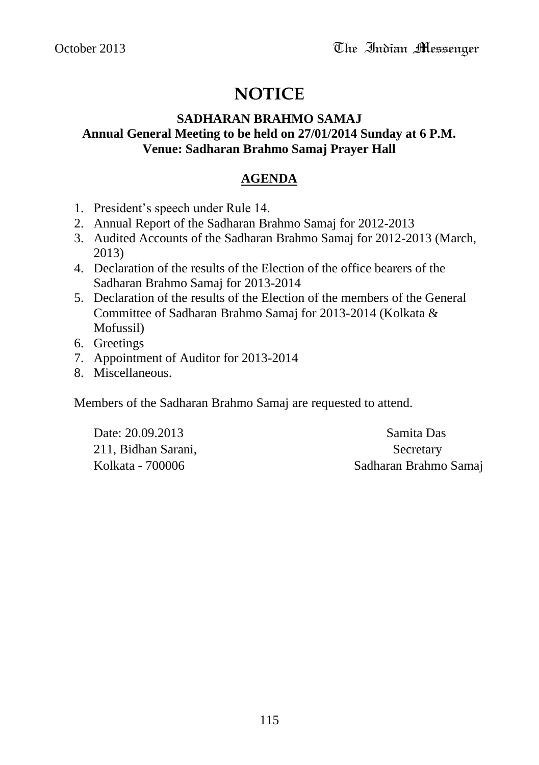# NOTICE

**SADHARAN BRAHMO SAMAJ**
**Annual General Meeting to be held on 27/01/2014 Sunday at 6 P.M.**
**Venue: Sadharan Brahmo Samaj Prayer Hall**

## AGENDA

1. President's speech under Rule 14.
2. Annual Report of the Sadharan Brahmo Samaj for 2012-2013
3. Audited Accounts of the Sadharan Brahmo Samaj for 2012-2013 (March, 2013)
4. Declaration of the results of the Election of the office bearers of the Sadharan Brahmo Samaj for 2013-2014
5. Declaration of the results of the Election of the members of the General Committee of Sadharan Brahmo Samaj for 2013-2014 (Kolkata & Mofussil)
6. Greetings
7. Appointment of Auditor for 2013-2014
8. Miscellaneous.

Members of the Sadharan Brahmo Samaj are requested to attend.

Date: 20.09.2013
211, Bidhan Sarani,
Kolkata - 700006

Samita Das
Secretary
Sadharan Brahmo Samaj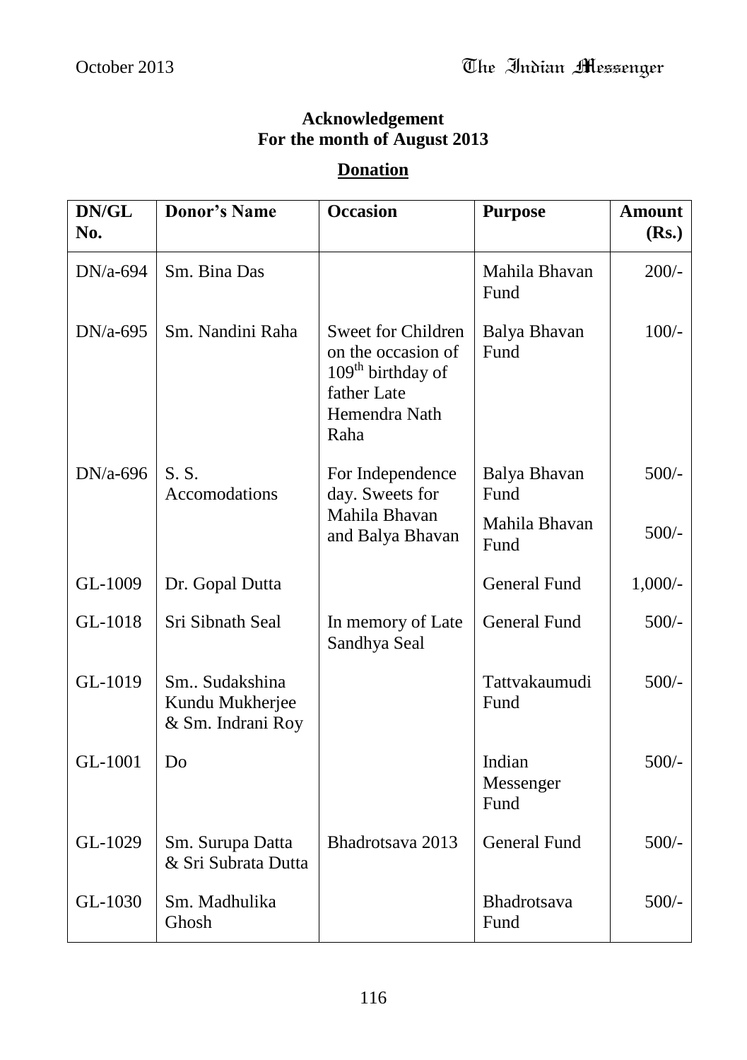## Acknowledgement
## For the month of August 2013

**Donation**

| DN/GL No. | Donor's Name | Occasion | Purpose | Amount (Rs.) |
|---|---|---|---|---|
| DN/a-694 | Sm. Bina Das | | Mahila Bhavan Fund | 200/- |
| DN/a-695 | Sm. Nandini Raha | Sweet for Children on the occasion of 109th birthday of father Late Hemendra Nath Raha | Balya Bhavan Fund | 100/- |
| DN/a-696 | S. S. Accomodations | For Independence day. Sweets for Mahila Bhavan and Balya Bhavan | Balya Bhavan Fund | 500/- |
| | | | Mahila Bhavan Fund | 500/- |
| GL-1009 | Dr. Gopal Dutta | | General Fund | 1,000/- |
| GL-1018 | Sri Sibnath Seal | In memory of Late Sandhya Seal | General Fund | 500/- |
| GL-1019 | Sm.. Sudakshina Kundu Mukherjee & Sm. Indrani Roy | | Tattvakaumudi Fund | 500/- |
| GL-1001 | Do | | Indian Messenger Fund | 500/- |
| GL-1029 | Sm. Surupa Datta & Sri Subrata Dutta | Bhadrotsava 2013 | General Fund | 500/- |
| GL-1030 | Sm. Madhulika Ghosh | | Bhadrotsava Fund | 500/- |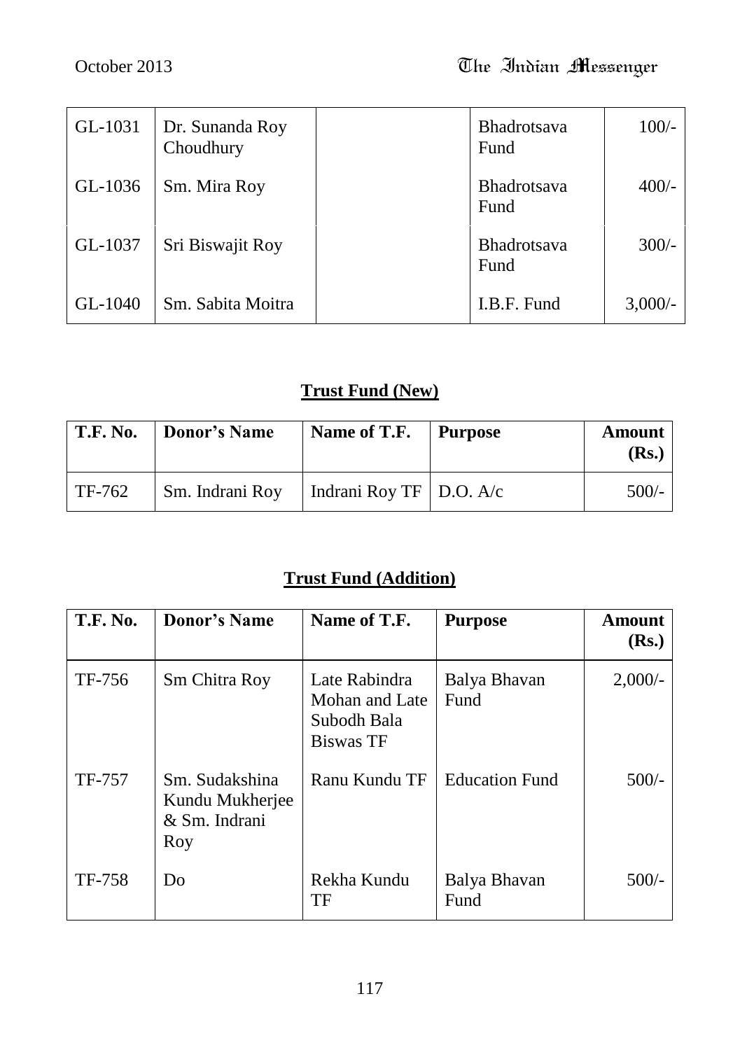| | | | | |
|---|---|---|---|---|
| GL-1031 | Dr. Sunanda Roy Choudhury | | Bhadrotsava Fund | 100/- |
| GL-1036 | Sm. Mira Roy | | Bhadrotsava Fund | 400/- |
| GL-1037 | Sri Biswajit Roy | | Bhadrotsava Fund | 300/- |
| GL-1040 | Sm. Sabita Moitra | | I.B.F. Fund | 3,000/- |

## Trust Fund (New)

| T.F. No. | Donor's Name | Name of T.F. | Purpose | Amount (Rs.) |
|---|---|---|---|---|
| TF-762 | Sm. Indrani Roy | Indrani Roy TF | D.O. A/c | 500/- |

## Trust Fund (Addition)

| T.F. No. | Donor's Name | Name of T.F. | Purpose | Amount (Rs.) |
|---|---|---|---|---|
| TF-756 | Sm Chitra Roy | Late Rabindra Mohan and Late Subodh Bala Biswas TF | Balya Bhavan Fund | 2,000/- |
| TF-757 | Sm. Sudakshina Kundu Mukherjee & Sm. Indrani Roy | Ranu Kundu TF | Education Fund | 500/- |
| TF-758 | Do | Rekha Kundu TF | Balya Bhavan Fund | 500/- |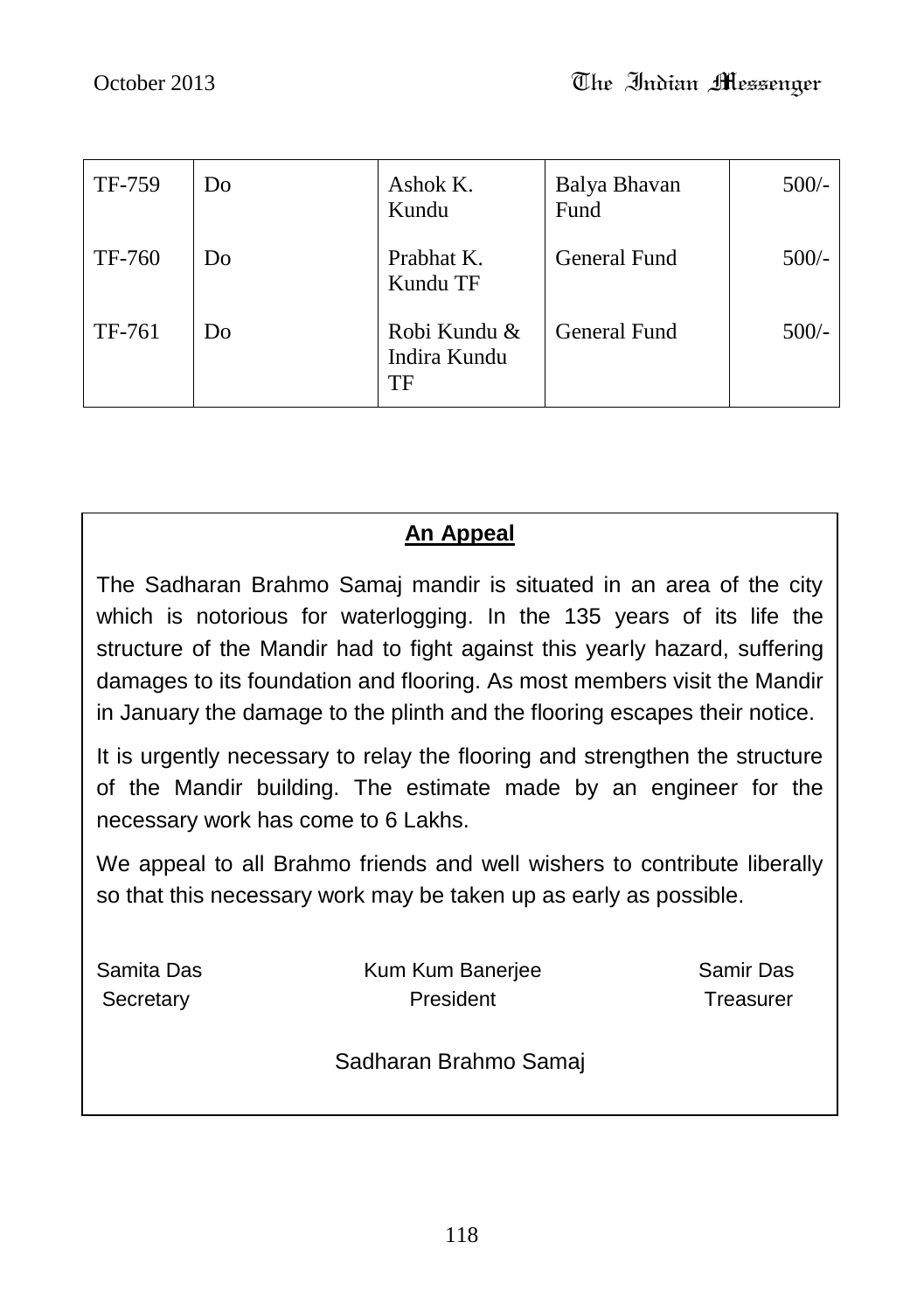| TF-759 | Do | Ashok K. Kundu | Balya Bhavan Fund | 500/- |
|---|---|---|---|---|
| TF-760 | Do | Prabhat K. Kundu TF | General Fund | 500/- |
| TF-761 | Do | Robi Kundu & Indira Kundu TF | General Fund | 500/- |

## **An Appeal**

The Sadharan Brahmo Samaj mandir is situated in an area of the city which is notorious for waterlogging. In the 135 years of its life the structure of the Mandir had to fight against this yearly hazard, suffering damages to its foundation and flooring. As most members visit the Mandir in January the damage to the plinth and the flooring escapes their notice.

It is urgently necessary to relay the flooring and strengthen the structure of the Mandir building. The estimate made by an engineer for the necessary work has come to 6 Lakhs.

We appeal to all Brahmo friends and well wishers to contribute liberally so that this necessary work may be taken up as early as possible.

Samita Das
Secretary

Kum Kum Banerjee
President

Samir Das
Treasurer

Sadharan Brahmo Samaj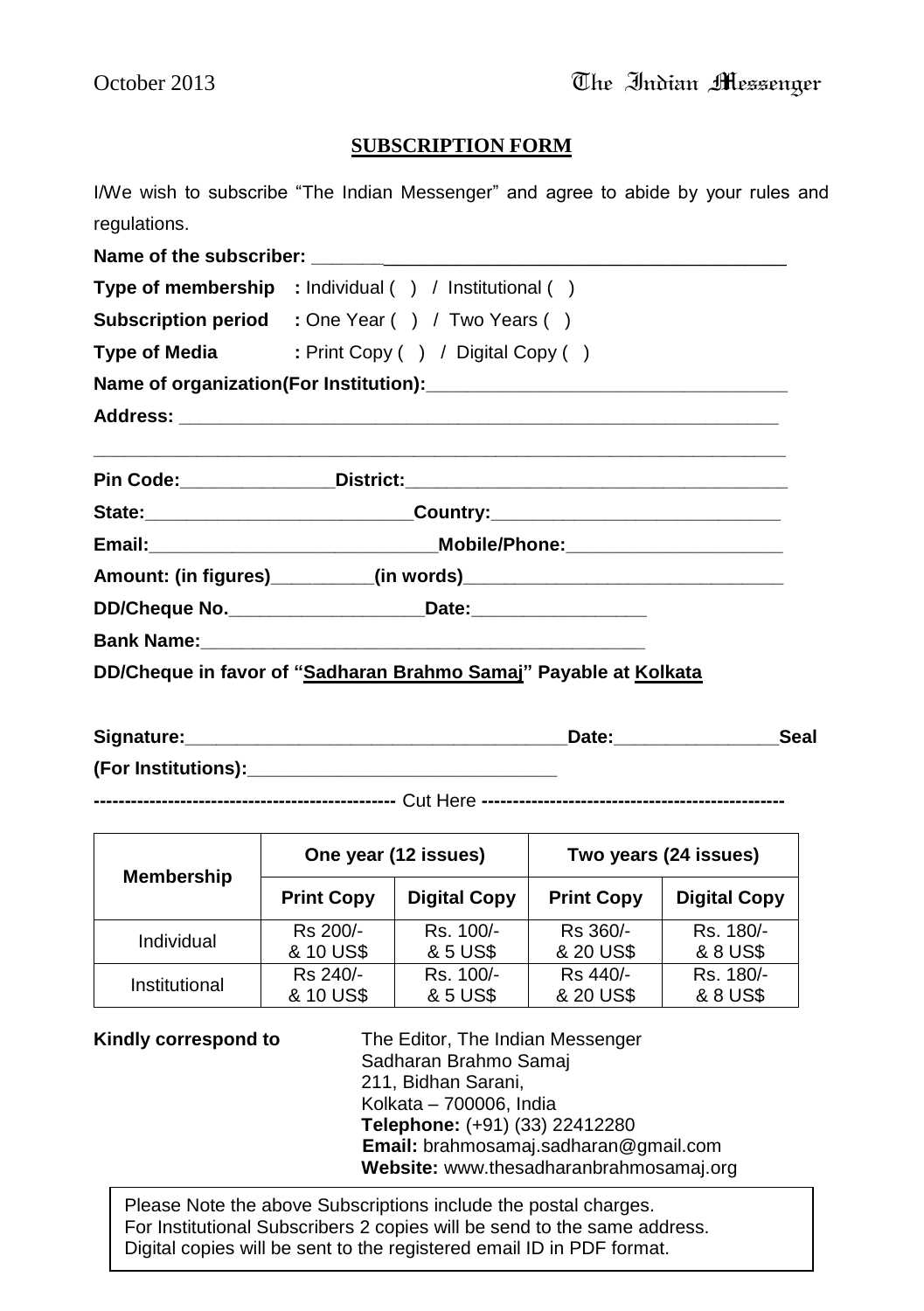## SUBSCRIPTION FORM

I/We wish to subscribe "The Indian Messenger" and agree to abide by your rules and regulations.

**Name of the subscriber:** ______________________________________________

**Type of membership** **:** Individual ( ) / Institutional ( )

**Subscription period** **:** One Year ( ) / Two Years ( )

**Type of Media** **:** Print Copy ( ) / Digital Copy ( )

**Name of organization(For Institution):**____________________________________

**Address:** ______________________________________________________________

___________________________________________________________________________

**Pin Code:**_______________**District:**_______________________________________

**State:**__________________________**Country:**_____________________________

**Email:**____________________________**Mobile/Phone:**_____________________

**Amount: (in figures)**__________**(in words)**________________________________

**DD/Cheque No.**___________________**Date:**_________________

**Bank Name:**_____________________________________________

**DD/Cheque in favor of "Sadharan Brahmo Samaj" Payable at Kolkata**

**Signature:**______________________________________**Date:**________________**Seal**

**(For Institutions):**_______________________________

**------------------------------------------------** Cut Here **------------------------------------------------**

| Membership | One year (12 issues) | | Two years (24 issues) | |
|---|---|---|---|---|
| | **Print Copy** | **Digital Copy** | **Print Copy** | **Digital Copy** |
| Individual | Rs 200/- & 10 US$ | Rs. 100/- & 5 US$ | Rs 360/- & 20 US$ | Rs. 180/- & 8 US$ |
| Institutional | Rs 240/- & 10 US$ | Rs. 100/- & 5 US$ | Rs 440/- & 20 US$ | Rs. 180/- & 8 US$ |

**Kindly correspond to**

The Editor, The Indian Messenger
Sadharan Brahmo Samaj
211, Bidhan Sarani,
Kolkata – 700006, India
**Telephone:** (+91) (33) 22412280
**Email:** brahmosamaj.sadharan@gmail.com
**Website:** www.thesadharanbrahmosamaj.org

Please Note the above Subscriptions include the postal charges.
For Institutional Subscribers 2 copies will be send to the same address.
Digital copies will be sent to the registered email ID in PDF format.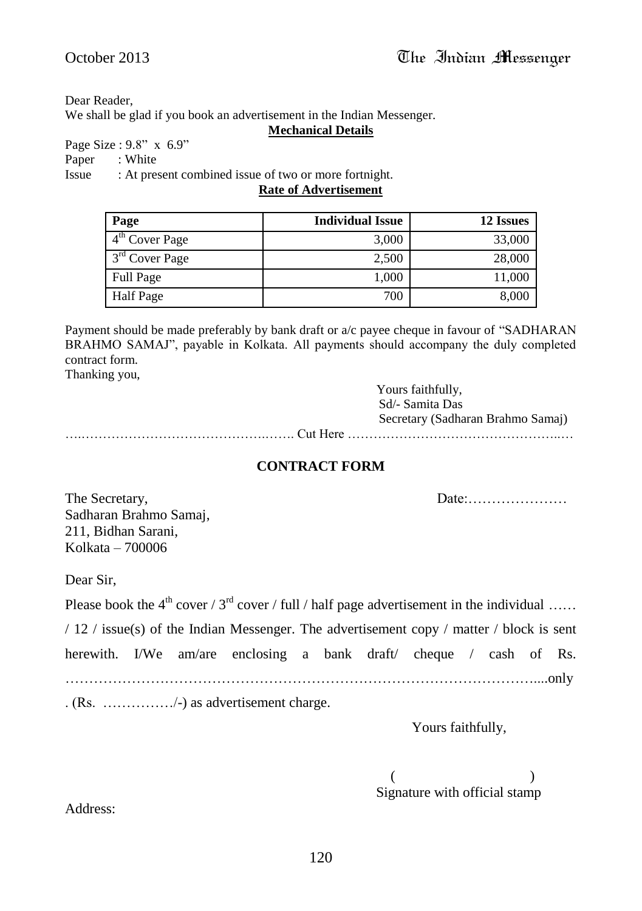Dear Reader,

We shall be glad if you book an advertisement in the Indian Messenger.

**Mechanical Details**

Page Size : 9.8" x 6.9"

Paper : White

Issue : At present combined issue of two or more fortnight.

**Rate of Advertisement**

| Page | Individual Issue | 12 Issues |
|---|---|---|
| 4th Cover Page | 3,000 | 33,000 |
| 3rd Cover Page | 2,500 | 28,000 |
| Full Page | 1,000 | 11,000 |
| Half Page | 700 | 8,000 |

Payment should be made preferably by bank draft or a/c payee cheque in favour of "SADHARAN BRAHMO SAMAJ", payable in Kolkata. All payments should accompany the duly completed contract form.

Thanking you,

Yours faithfully,
Sd/- Samita Das
Secretary (Sadharan Brahmo Samaj)

………………………………………….……. Cut Here …………………………………………..…

**CONTRACT FORM**

The Secretary,
Sadharan Brahmo Samaj,
211, Bidhan Sarani,
Kolkata – 700006

Date:…………………

Dear Sir,

Please book the 4th cover / 3rd cover / full / half page advertisement in the individual …… / 12 / issue(s) of the Indian Messenger. The advertisement copy / matter / block is sent herewith. I/We am/are enclosing a bank draft/ cheque / cash of Rs. ……………………………………………………………………………………….....only . (Rs. ……………/-) as advertisement charge.

Yours faithfully,

( )
Signature with official stamp

Address: